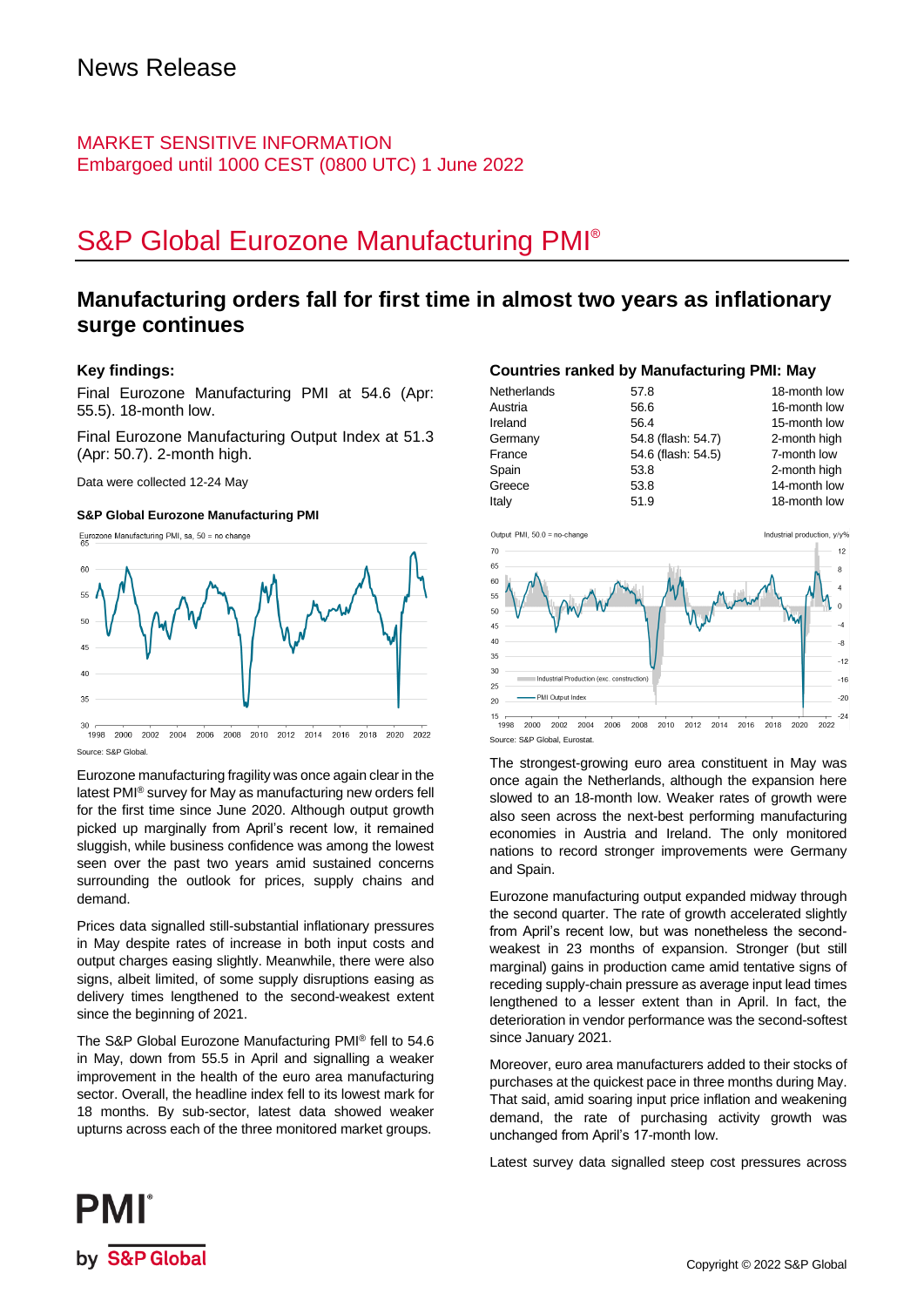# News Release

MARKET SENSITIVE INFORMATION
Embargoed until 1000 CEST (0800 UTC) 1 June 2022

# S&P Global Eurozone Manufacturing PMI®

## Manufacturing orders fall for first time in almost two years as inflationary surge continues

### Key findings:

Final Eurozone Manufacturing PMI at 54.6 (Apr: 55.5). 18-month low.

Final Eurozone Manufacturing Output Index at 51.3 (Apr: 50.7). 2-month high.

Data were collected 12-24 May

**S&P Global Eurozone Manufacturing PMI**

Source: S&P Global.

Eurozone manufacturing fragility was once again clear in the latest PMI® survey for May as manufacturing new orders fell for the first time since June 2020. Although output growth picked up marginally from April's recent low, it remained sluggish, while business confidence was among the lowest seen over the past two years amid sustained concerns surrounding the outlook for prices, supply chains and demand.

Prices data signalled still-substantial inflationary pressures in May despite rates of increase in both input costs and output charges easing slightly. Meanwhile, there were also signs, albeit limited, of some supply disruptions easing as delivery times lengthened to the second-weakest extent since the beginning of 2021.

The S&P Global Eurozone Manufacturing PMI® fell to 54.6 in May, down from 55.5 in April and signalling a weaker improvement in the health of the euro area manufacturing sector. Overall, the headline index fell to its lowest mark for 18 months. By sub-sector, latest data showed weaker upturns across each of the three monitored market groups.

### Countries ranked by Manufacturing PMI: May

| Country | PMI | |
|---|---|---|
| Netherlands | 57.8 | 18-month low |
| Austria | 56.6 | 16-month low |
| Ireland | 56.4 | 15-month low |
| Germany | 54.8 (flash: 54.7) | 2-month high |
| France | 54.6 (flash: 54.5) | 7-month low |
| Spain | 53.8 | 2-month high |
| Greece | 53.8 | 14-month low |
| Italy | 51.9 | 18-month low |

Source: S&P Global, Eurostat.

The strongest-growing euro area constituent in May was once again the Netherlands, although the expansion here slowed to an 18-month low. Weaker rates of growth were also seen across the next-best performing manufacturing economies in Austria and Ireland. The only monitored nations to record stronger improvements were Germany and Spain.

Eurozone manufacturing output expanded midway through the second quarter. The rate of growth accelerated slightly from April's recent low, but was nonetheless the second-weakest in 23 months of expansion. Stronger (but still marginal) gains in production came amid tentative signs of receding supply-chain pressure as average input lead times lengthened to a lesser extent than in April. In fact, the deterioration in vendor performance was the second-softest since January 2021.

Moreover, euro area manufacturers added to their stocks of purchases at the quickest pace in three months during May. That said, amid soaring input price inflation and weakening demand, the rate of purchasing activity growth was unchanged from April's 17-month low.

Latest survey data signalled steep cost pressures across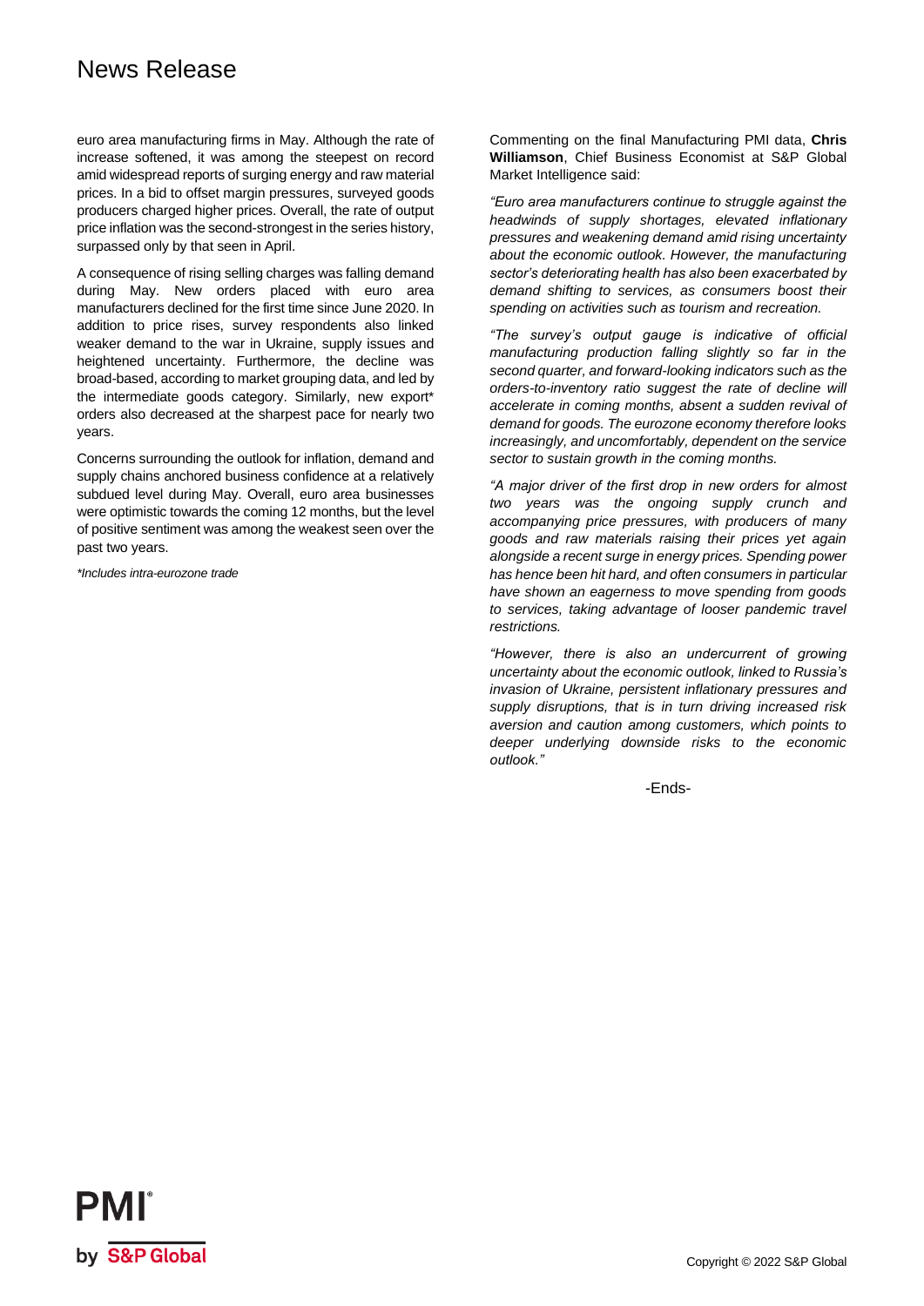euro area manufacturing firms in May. Although the rate of increase softened, it was among the steepest on record amid widespread reports of surging energy and raw material prices. In a bid to offset margin pressures, surveyed goods producers charged higher prices. Overall, the rate of output price inflation was the second-strongest in the series history, surpassed only by that seen in April.

A consequence of rising selling charges was falling demand during May. New orders placed with euro area manufacturers declined for the first time since June 2020. In addition to price rises, survey respondents also linked weaker demand to the war in Ukraine, supply issues and heightened uncertainty. Furthermore, the decline was broad-based, according to market grouping data, and led by the intermediate goods category. Similarly, new export* orders also decreased at the sharpest pace for nearly two years.

Concerns surrounding the outlook for inflation, demand and supply chains anchored business confidence at a relatively subdued level during May. Overall, euro area businesses were optimistic towards the coming 12 months, but the level of positive sentiment was among the weakest seen over the past two years.

*\*Includes intra-eurozone trade*

Commenting on the final Manufacturing PMI data, **Chris Williamson**, Chief Business Economist at S&P Global Market Intelligence said:

*"Euro area manufacturers continue to struggle against the headwinds of supply shortages, elevated inflationary pressures and weakening demand amid rising uncertainty about the economic outlook. However, the manufacturing sector's deteriorating health has also been exacerbated by demand shifting to services, as consumers boost their spending on activities such as tourism and recreation.*

*"The survey's output gauge is indicative of official manufacturing production falling slightly so far in the second quarter, and forward-looking indicators such as the orders-to-inventory ratio suggest the rate of decline will accelerate in coming months, absent a sudden revival of demand for goods. The eurozone economy therefore looks increasingly, and uncomfortably, dependent on the service sector to sustain growth in the coming months.*

*"A major driver of the first drop in new orders for almost two years was the ongoing supply crunch and accompanying price pressures, with producers of many goods and raw materials raising their prices yet again alongside a recent surge in energy prices. Spending power has hence been hit hard, and often consumers in particular have shown an eagerness to move spending from goods to services, taking advantage of looser pandemic travel restrictions.*

*"However, there is also an undercurrent of growing uncertainty about the economic outlook, linked to Russia's invasion of Ukraine, persistent inflationary pressures and supply disruptions, that is in turn driving increased risk aversion and caution among customers, which points to deeper underlying downside risks to the economic outlook."*

-Ends-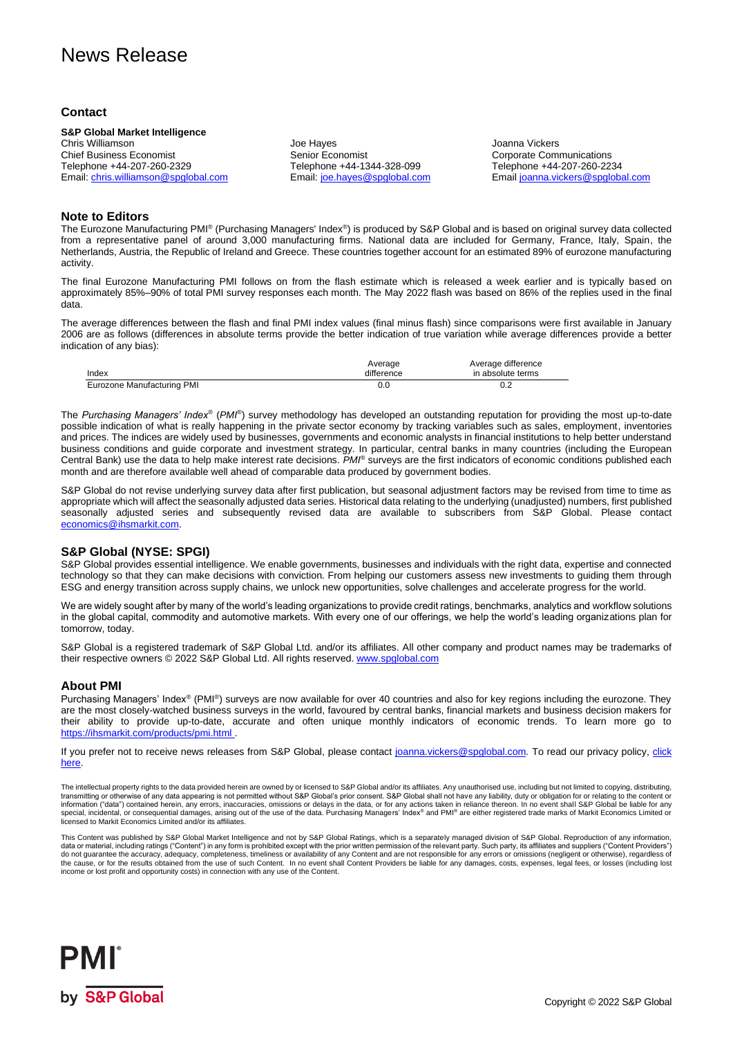# News Release

## Contact

**S&P Global Market Intelligence**

Chris Williamson
Chief Business Economist
Telephone +44-207-260-2329
Email: chris.williamson@spglobal.com

Joe Hayes
Senior Economist
Telephone +44-1344-328-099
Email: joe.hayes@spglobal.com

Joanna Vickers
Corporate Communications
Telephone +44-207-260-2234
Email joanna.vickers@spglobal.com

## Note to Editors

The Eurozone Manufacturing PMI® (Purchasing Managers' Index®) is produced by S&P Global and is based on original survey data collected from a representative panel of around 3,000 manufacturing firms. National data are included for Germany, France, Italy, Spain, the Netherlands, Austria, the Republic of Ireland and Greece. These countries together account for an estimated 89% of eurozone manufacturing activity.

The final Eurozone Manufacturing PMI follows on from the flash estimate which is released a week earlier and is typically based on approximately 85%–90% of total PMI survey responses each month. The May 2022 flash was based on 86% of the replies used in the final data.

The average differences between the flash and final PMI index values (final minus flash) since comparisons were first available in January 2006 are as follows (differences in absolute terms provide the better indication of true variation while average differences provide a better indication of any bias):

| Index | Average difference | Average difference in absolute terms |
|---|---|---|
| Eurozone Manufacturing PMI | 0.0 | 0.2 |

The *Purchasing Managers' Index®* (*PMI®*) survey methodology has developed an outstanding reputation for providing the most up-to-date possible indication of what is really happening in the private sector economy by tracking variables such as sales, employment, inventories and prices. The indices are widely used by businesses, governments and economic analysts in financial institutions to help better understand business conditions and guide corporate and investment strategy. In particular, central banks in many countries (including the European Central Bank) use the data to help make interest rate decisions. *PMI®* surveys are the first indicators of economic conditions published each month and are therefore available well ahead of comparable data produced by government bodies.

S&P Global do not revise underlying survey data after first publication, but seasonal adjustment factors may be revised from time to time as appropriate which will affect the seasonally adjusted data series. Historical data relating to the underlying (unadjusted) numbers, first published seasonally adjusted series and subsequently revised data are available to subscribers from S&P Global. Please contact economics@ihsmarkit.com.

## S&P Global (NYSE: SPGI)

S&P Global provides essential intelligence. We enable governments, businesses and individuals with the right data, expertise and connected technology so that they can make decisions with conviction. From helping our customers assess new investments to guiding them through ESG and energy transition across supply chains, we unlock new opportunities, solve challenges and accelerate progress for the world.

We are widely sought after by many of the world's leading organizations to provide credit ratings, benchmarks, analytics and workflow solutions in the global capital, commodity and automotive markets. With every one of our offerings, we help the world's leading organizations plan for tomorrow, today.

S&P Global is a registered trademark of S&P Global Ltd. and/or its affiliates. All other company and product names may be trademarks of their respective owners © 2022 S&P Global Ltd. All rights reserved. www.spglobal.com

## About PMI

Purchasing Managers' Index® (PMI®) surveys are now available for over 40 countries and also for key regions including the eurozone. They are the most closely-watched business surveys in the world, favoured by central banks, financial markets and business decision makers for their ability to provide up-to-date, accurate and often unique monthly indicators of economic trends. To learn more go to https://ihsmarkit.com/products/pmi.html .

If you prefer not to receive news releases from S&P Global, please contact joanna.vickers@spglobal.com. To read our privacy policy, click here.

The intellectual property rights to the data provided herein are owned by or licensed to S&P Global and/or its affiliates. Any unauthorised use, including but not limited to copying, distributing, transmitting or otherwise of any data appearing is not permitted without S&P Global's prior consent. S&P Global shall not have any liability, duty or obligation for or relating to the content or information ("data") contained herein, any errors, inaccuracies, omissions or delays in the data, or for any actions taken in reliance thereon. In no event shall S&P Global be liable for any special, incidental, or consequential damages, arising out of the use of the data. Purchasing Managers' Index® and PMI® are either registered trade marks of Markit Economics Limited or licensed to Markit Economics Limited and/or its affiliates.

This Content was published by S&P Global Market Intelligence and not by S&P Global Ratings, which is a separately managed division of S&P Global. Reproduction of any information, data or material, including ratings ("Content") in any form is prohibited except with the prior written permission of the relevant party. Such party, its affiliates and suppliers ("Content Providers") do not guarantee the accuracy, adequacy, completeness, timeliness or availability of any Content and are not responsible for any errors or omissions (negligent or otherwise), regardless of the cause, or for the results obtained from the use of such Content. In no event shall Content Providers be liable for any damages, costs, expenses, legal fees, or losses (including lost income or lost profit and opportunity costs) in connection with any use of the Content.

PMI® by S&P Global

Copyright © 2022 S&P Global